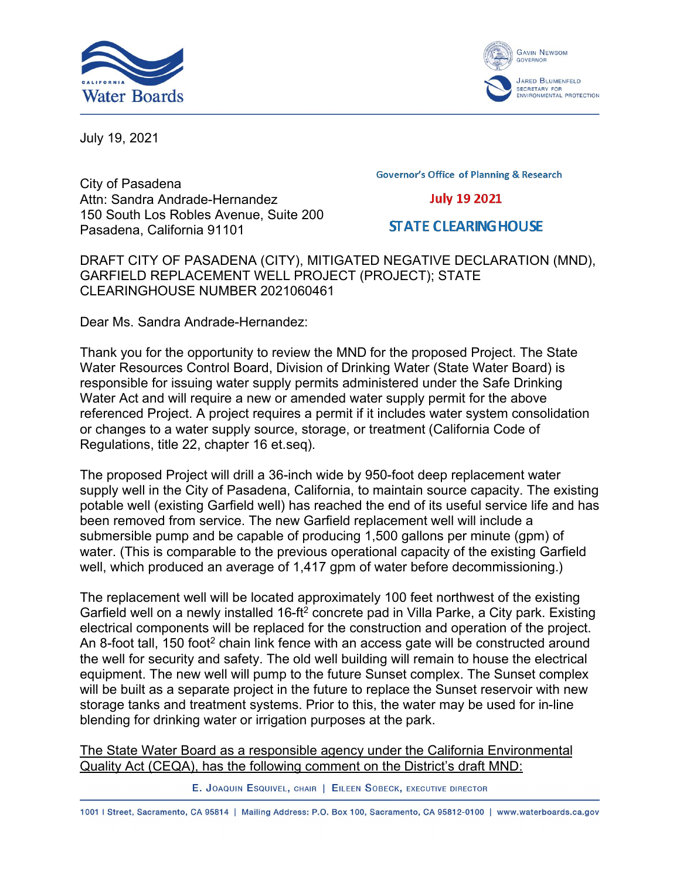July 19, 2021

City of Pasadena
Attn: Sandra Andrade-Hernandez
150 South Los Robles Avenue, Suite 200
Pasadena, California 91101

Governor's Office of Planning & Research

July 19 2021

STATE CLEARINGHOUSE

DRAFT CITY OF PASADENA (CITY), MITIGATED NEGATIVE DECLARATION (MND), GARFIELD REPLACEMENT WELL PROJECT (PROJECT); STATE CLEARINGHOUSE NUMBER 2021060461

Dear Ms. Sandra Andrade-Hernandez:

Thank you for the opportunity to review the MND for the proposed Project. The State Water Resources Control Board, Division of Drinking Water (State Water Board) is responsible for issuing water supply permits administered under the Safe Drinking Water Act and will require a new or amended water supply permit for the above referenced Project. A project requires a permit if it includes water system consolidation or changes to a water supply source, storage, or treatment (California Code of Regulations, title 22, chapter 16 et.seq).

The proposed Project will drill a 36-inch wide by 950-foot deep replacement water supply well in the City of Pasadena, California, to maintain source capacity. The existing potable well (existing Garfield well) has reached the end of its useful service life and has been removed from service. The new Garfield replacement well will include a submersible pump and be capable of producing 1,500 gallons per minute (gpm) of water. (This is comparable to the previous operational capacity of the existing Garfield well, which produced an average of 1,417 gpm of water before decommissioning.)

The replacement well will be located approximately 100 feet northwest of the existing Garfield well on a newly installed 16-ft$^2$ concrete pad in Villa Parke, a City park. Existing electrical components will be replaced for the construction and operation of the project. An 8-foot tall, 150 foot$^2$ chain link fence with an access gate will be constructed around the well for security and safety. The old well building will remain to house the electrical equipment. The new well will pump to the future Sunset complex. The Sunset complex will be built as a separate project in the future to replace the Sunset reservoir with new storage tanks and treatment systems. Prior to this, the water may be used for in-line blending for drinking water or irrigation purposes at the park.

<u>The State Water Board as a responsible agency under the California Environmental Quality Act (CEQA), has the following comment on the District's draft MND:</u>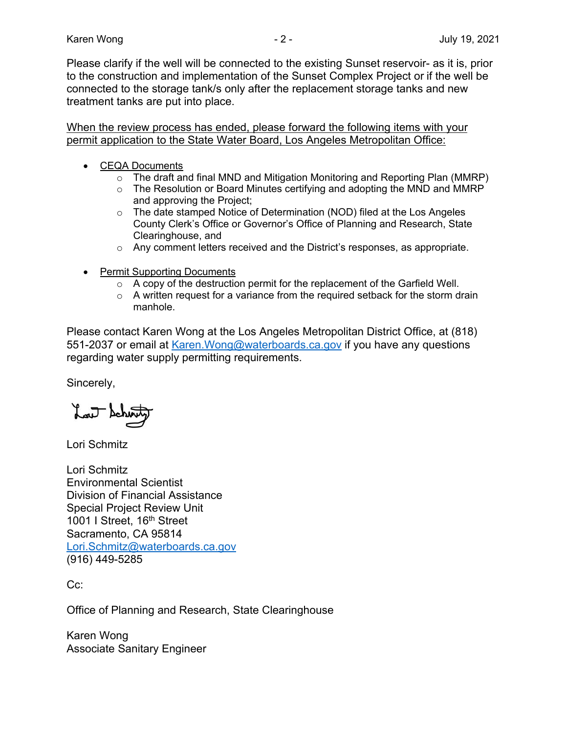Please clarify if the well will be connected to the existing Sunset reservoir- as it is, prior to the construction and implementation of the Sunset Complex Project or if the well be connected to the storage tank/s only after the replacement storage tanks and new treatment tanks are put into place.

When the review process has ended, please forward the following items with your permit application to the State Water Board, Los Angeles Metropolitan Office:

- CEQA Documents
  - The draft and final MND and Mitigation Monitoring and Reporting Plan (MMRP)
  - The Resolution or Board Minutes certifying and adopting the MND and MMRP and approving the Project;
  - The date stamped Notice of Determination (NOD) filed at the Los Angeles County Clerk's Office or Governor's Office of Planning and Research, State Clearinghouse, and
  - Any comment letters received and the District's responses, as appropriate.

- Permit Supporting Documents
  - A copy of the destruction permit for the replacement of the Garfield Well.
  - A written request for a variance from the required setback for the storm drain manhole.

Please contact Karen Wong at the Los Angeles Metropolitan District Office, at (818) 551-2037 or email at Karen.Wong@waterboards.ca.gov if you have any questions regarding water supply permitting requirements.

Sincerely,

Lori Schmitz

Lori Schmitz
Environmental Scientist
Division of Financial Assistance
Special Project Review Unit
1001 I Street, 16th Street
Sacramento, CA 95814
Lori.Schmitz@waterboards.ca.gov
(916) 449-5285

Cc:

Office of Planning and Research, State Clearinghouse

Karen Wong
Associate Sanitary Engineer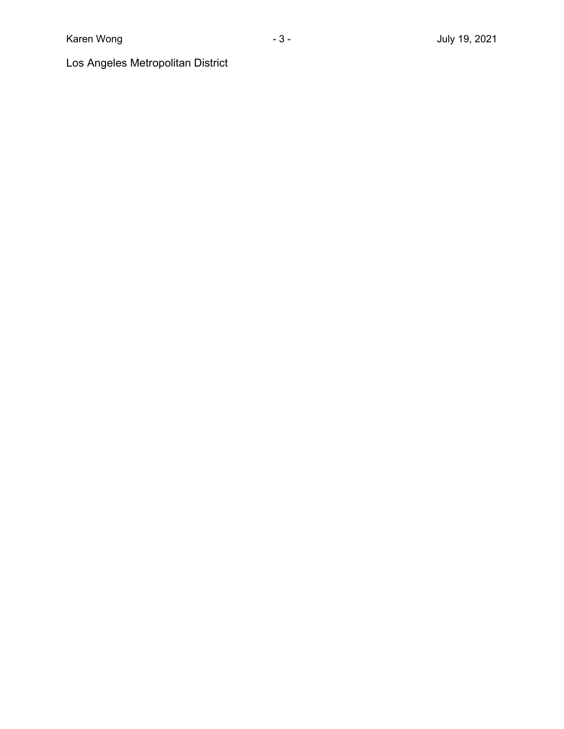Los Angeles Metropolitan District